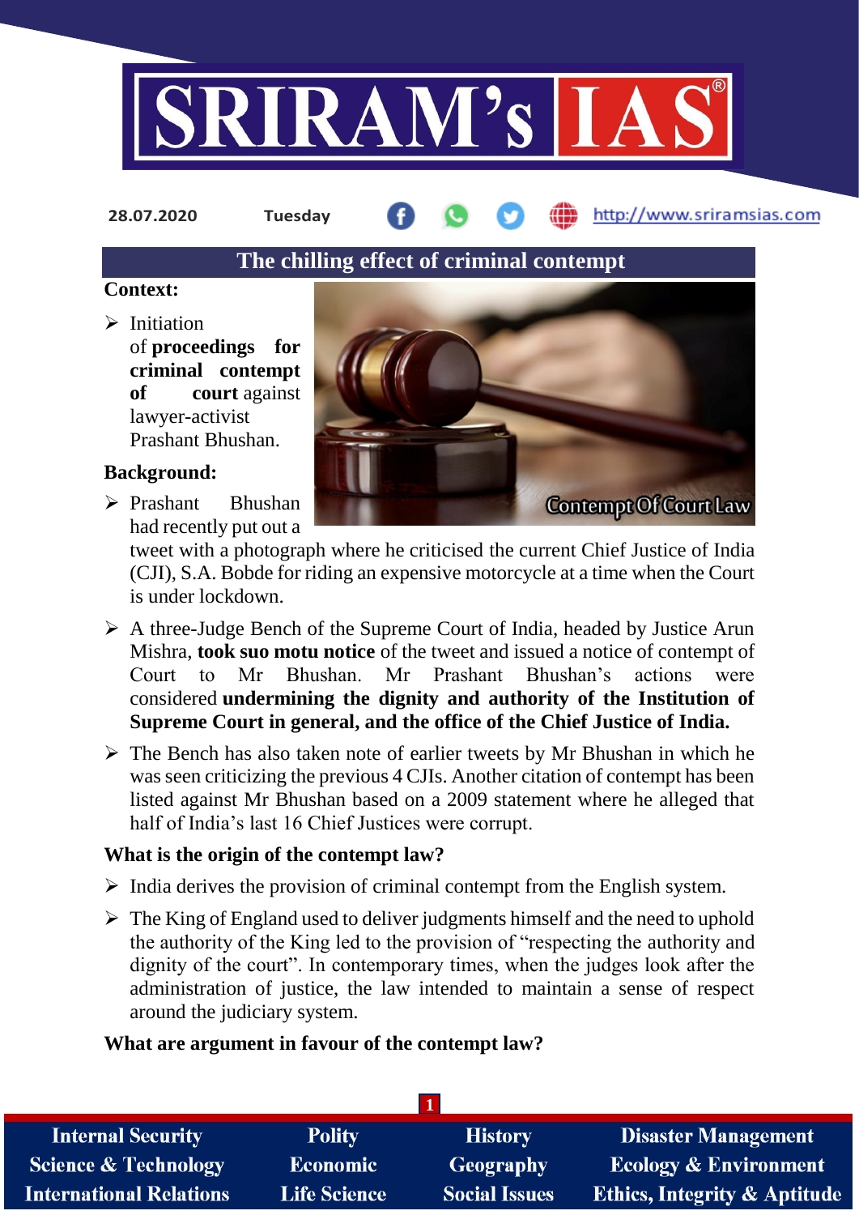28.07.2020 Tuesday http://www.sriramsias.com

# The chilling effect of criminal contempt

**Context:**

- Initiation of **proceedings for criminal contempt of court** against lawyer-activist Prashant Bhushan.

**Background:**

- Prashant Bhushan had recently put out a tweet with a photograph where he criticised the current Chief Justice of India (CJI), S.A. Bobde for riding an expensive motorcycle at a time when the Court is under lockdown.
- A three-Judge Bench of the Supreme Court of India, headed by Justice Arun Mishra, **took suo motu notice** of the tweet and issued a notice of contempt of Court to Mr Bhushan. Mr Prashant Bhushan's actions were considered **undermining the dignity and authority of the Institution of Supreme Court in general, and the office of the Chief Justice of India.**
- The Bench has also taken note of earlier tweets by Mr Bhushan in which he was seen criticizing the previous 4 CJIs. Another citation of contempt has been listed against Mr Bhushan based on a 2009 statement where he alleged that half of India's last 16 Chief Justices were corrupt.

**What is the origin of the contempt law?**

- India derives the provision of criminal contempt from the English system.
- The King of England used to deliver judgments himself and the need to uphold the authority of the King led to the provision of "respecting the authority and dignity of the court". In contemporary times, when the judges look after the administration of justice, the law intended to maintain a sense of respect around the judiciary system.

**What are argument in favour of the contempt law?**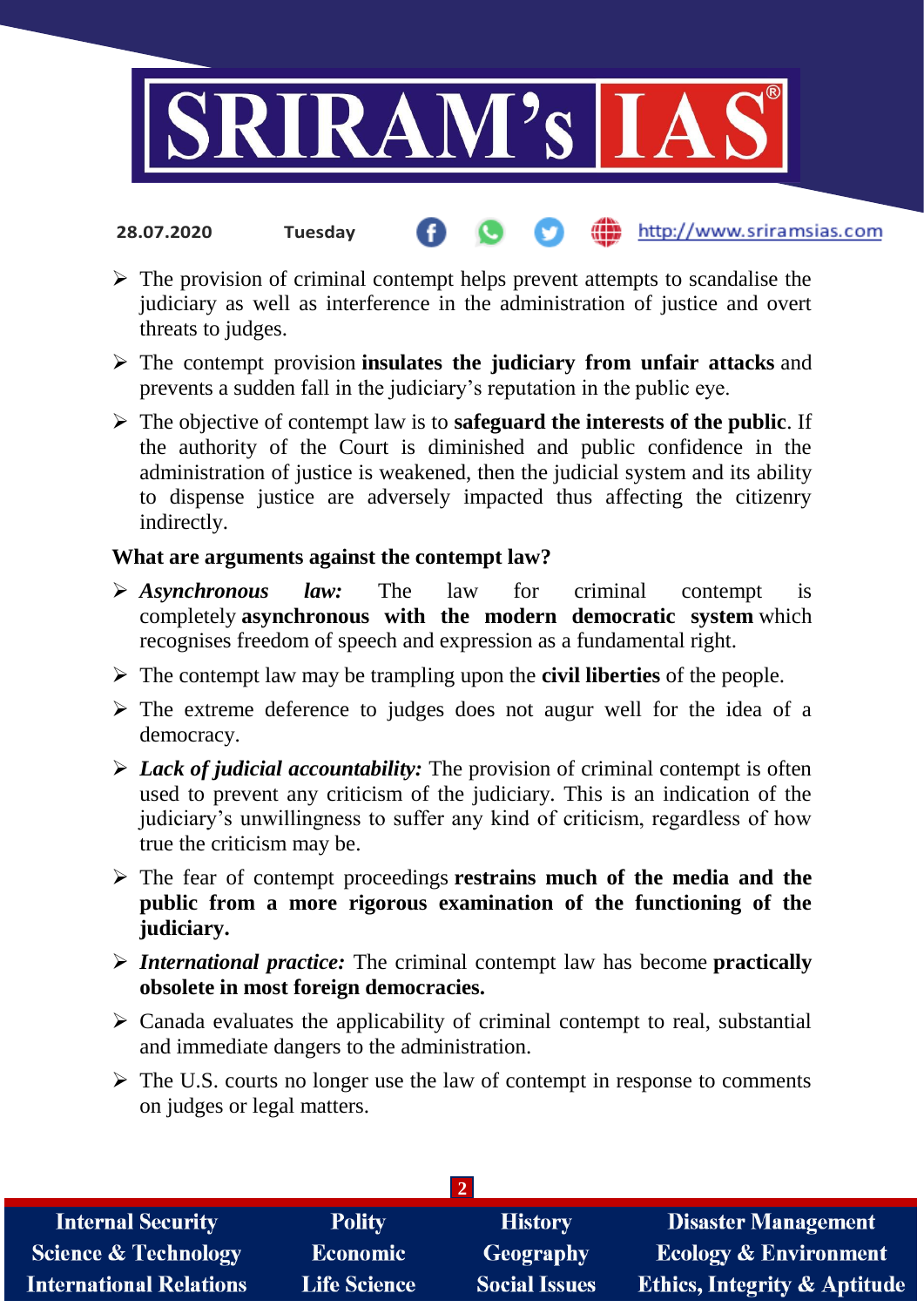- The provision of criminal contempt helps prevent attempts to scandalise the judiciary as well as interference in the administration of justice and overt threats to judges.
- The contempt provision **insulates the judiciary from unfair attacks** and prevents a sudden fall in the judiciary's reputation in the public eye.
- The objective of contempt law is to **safeguard the interests of the public**. If the authority of the Court is diminished and public confidence in the administration of justice is weakened, then the judicial system and its ability to dispense justice are adversely impacted thus affecting the citizenry indirectly.

**What are arguments against the contempt law?**

- ***Asynchronous law:*** The law for criminal contempt is completely **asynchronous with the modern democratic system** which recognises freedom of speech and expression as a fundamental right.
- The contempt law may be trampling upon the **civil liberties** of the people.
- The extreme deference to judges does not augur well for the idea of a democracy.
- ***Lack of judicial accountability:*** The provision of criminal contempt is often used to prevent any criticism of the judiciary. This is an indication of the judiciary's unwillingness to suffer any kind of criticism, regardless of how true the criticism may be.
- The fear of contempt proceedings **restrains much of the media and the public from a more rigorous examination of the functioning of the judiciary.**
- ***International practice:*** The criminal contempt law has become **practically obsolete in most foreign democracies.**
- Canada evaluates the applicability of criminal contempt to real, substantial and immediate dangers to the administration.
- The U.S. courts no longer use the law of contempt in response to comments on judges or legal matters.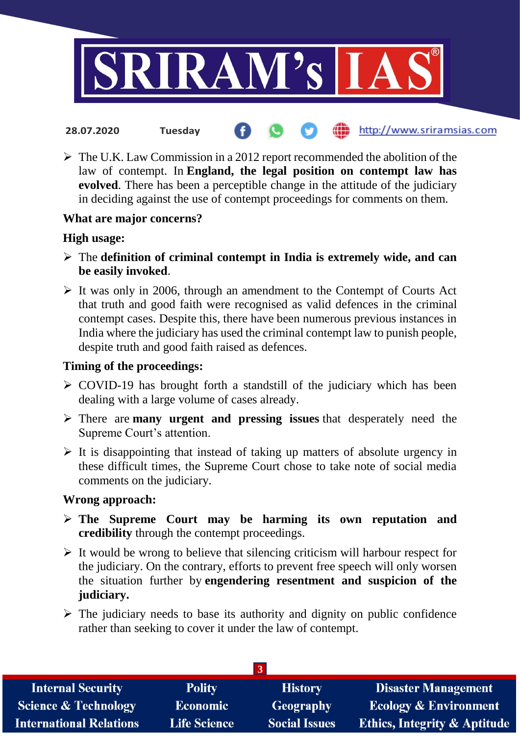- The U.K. Law Commission in a 2012 report recommended the abolition of the law of contempt. In **England, the legal position on contempt law has evolved**. There has been a perceptible change in the attitude of the judiciary in deciding against the use of contempt proceedings for comments on them.

**What are major concerns?**

**High usage:**

- The **definition of criminal contempt in India is extremely wide, and can be easily invoked**.
- It was only in 2006, through an amendment to the Contempt of Courts Act that truth and good faith were recognised as valid defences in the criminal contempt cases. Despite this, there have been numerous previous instances in India where the judiciary has used the criminal contempt law to punish people, despite truth and good faith raised as defences.

**Timing of the proceedings:**

- COVID-19 has brought forth a standstill of the judiciary which has been dealing with a large volume of cases already.
- There are **many urgent and pressing issues** that desperately need the Supreme Court's attention.
- It is disappointing that instead of taking up matters of absolute urgency in these difficult times, the Supreme Court chose to take note of social media comments on the judiciary.

**Wrong approach:**

- **The Supreme Court may be harming its own reputation and credibility** through the contempt proceedings.
- It would be wrong to believe that silencing criticism will harbour respect for the judiciary. On the contrary, efforts to prevent free speech will only worsen the situation further by **engendering resentment and suspicion of the judiciary.**
- The judiciary needs to base its authority and dignity on public confidence rather than seeking to cover it under the law of contempt.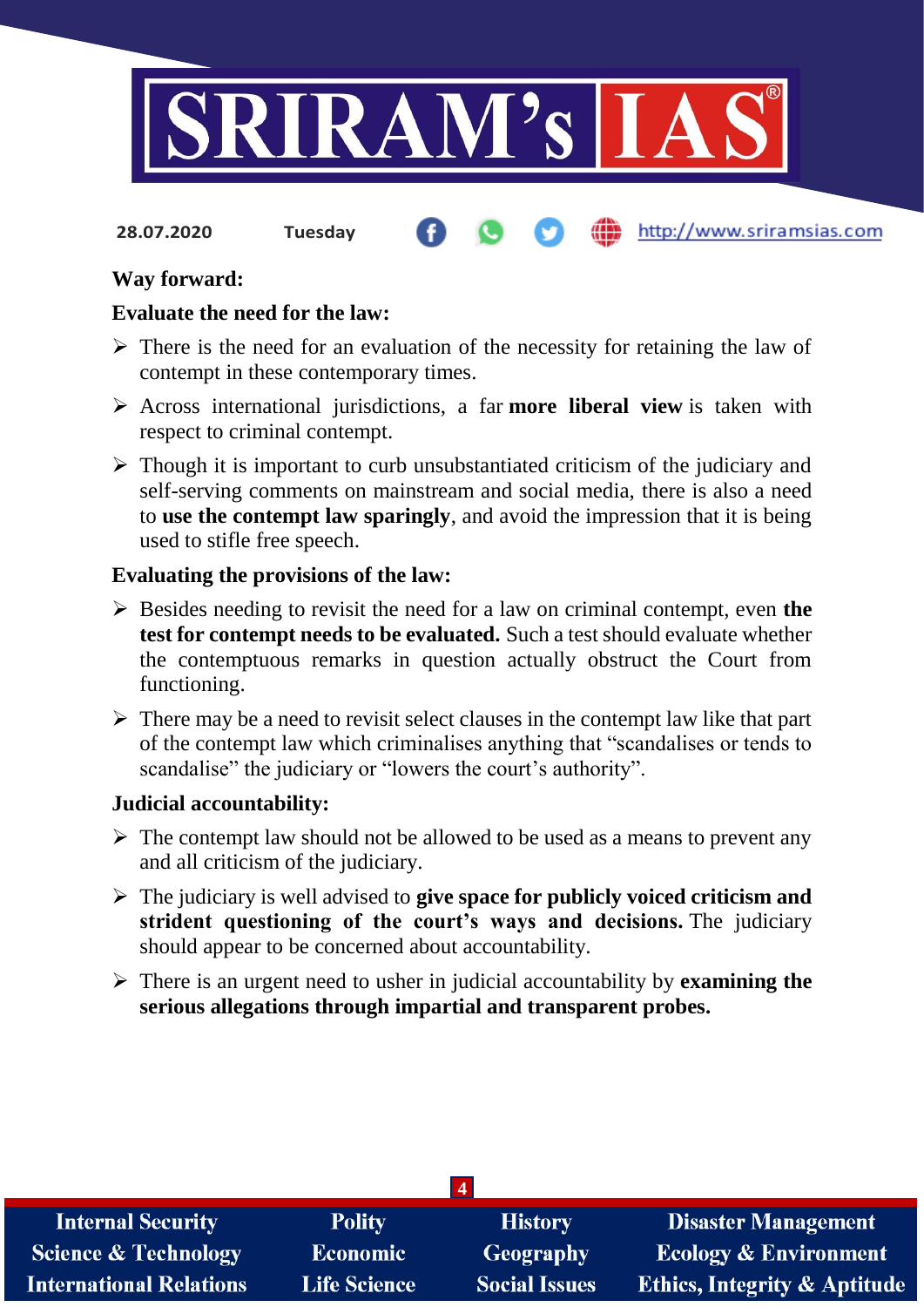**Way forward:**

**Evaluate the need for the law:**

- There is the need for an evaluation of the necessity for retaining the law of contempt in these contemporary times.
- Across international jurisdictions, a far **more liberal view** is taken with respect to criminal contempt.
- Though it is important to curb unsubstantiated criticism of the judiciary and self-serving comments on mainstream and social media, there is also a need to **use the contempt law sparingly**, and avoid the impression that it is being used to stifle free speech.

**Evaluating the provisions of the law:**

- Besides needing to revisit the need for a law on criminal contempt, even **the test for contempt needs to be evaluated.** Such a test should evaluate whether the contemptuous remarks in question actually obstruct the Court from functioning.
- There may be a need to revisit select clauses in the contempt law like that part of the contempt law which criminalises anything that "scandalises or tends to scandalise" the judiciary or "lowers the court's authority".

**Judicial accountability:**

- The contempt law should not be allowed to be used as a means to prevent any and all criticism of the judiciary.
- The judiciary is well advised to **give space for publicly voiced criticism and strident questioning of the court's ways and decisions.** The judiciary should appear to be concerned about accountability.
- There is an urgent need to usher in judicial accountability by **examining the serious allegations through impartial and transparent probes.**